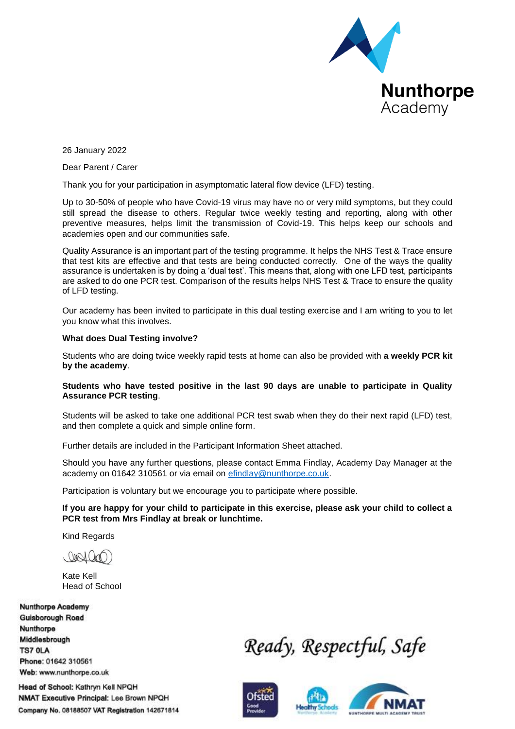Nunthorpe Academy

26 January 2022

Dear Parent / Carer

Thank you for your participation in asymptomatic lateral flow device (LFD) testing.

Up to 30-50% of people who have Covid-19 virus may have no or very mild symptoms, but they could still spread the disease to others. Regular twice weekly testing and reporting, along with other preventive measures, helps limit the transmission of Covid-19. This helps keep our schools and academies open and our communities safe.

Quality Assurance is an important part of the testing programme. It helps the NHS Test & Trace ensure that test kits are effective and that tests are being conducted correctly. One of the ways the quality assurance is undertaken is by doing a 'dual test'. This means that, along with one LFD test, participants are asked to do one PCR test. Comparison of the results helps NHS Test & Trace to ensure the quality of LFD testing.

Our academy has been invited to participate in this dual testing exercise and I am writing to you to let you know what this involves.

**What does Dual Testing involve?**

Students who are doing twice weekly rapid tests at home can also be provided with **a weekly PCR kit by the academy**.

**Students who have tested positive in the last 90 days are unable to participate in Quality Assurance PCR testing**.

Students will be asked to take one additional PCR test swab when they do their next rapid (LFD) test, and then complete a quick and simple online form.

Further details are included in the Participant Information Sheet attached.

Should you have any further questions, please contact Emma Findlay, Academy Day Manager at the academy on 01642 310561 or via email on efindlay@nunthorpe.co.uk.

Participation is voluntary but we encourage you to participate where possible.

**If you are happy for your child to participate in this exercise, please ask your child to collect a PCR test from Mrs Findlay at break or lunchtime.**

Kind Regards

Kate Kell
Head of School

**Nunthorpe Academy**
**Guisborough Road**
**Nunthorpe**
**Middlesbrough**
**TS7 0LA**
**Phone:** 01642 310561
**Web:** www.nunthorpe.co.uk

**Head of School:** Kathryn Kell NPQH
**NMAT Executive Principal:** Lee Brown NPQH
**Company No.** 08188507 **VAT Registration** 142671814

*Ready, Respectful, Safe*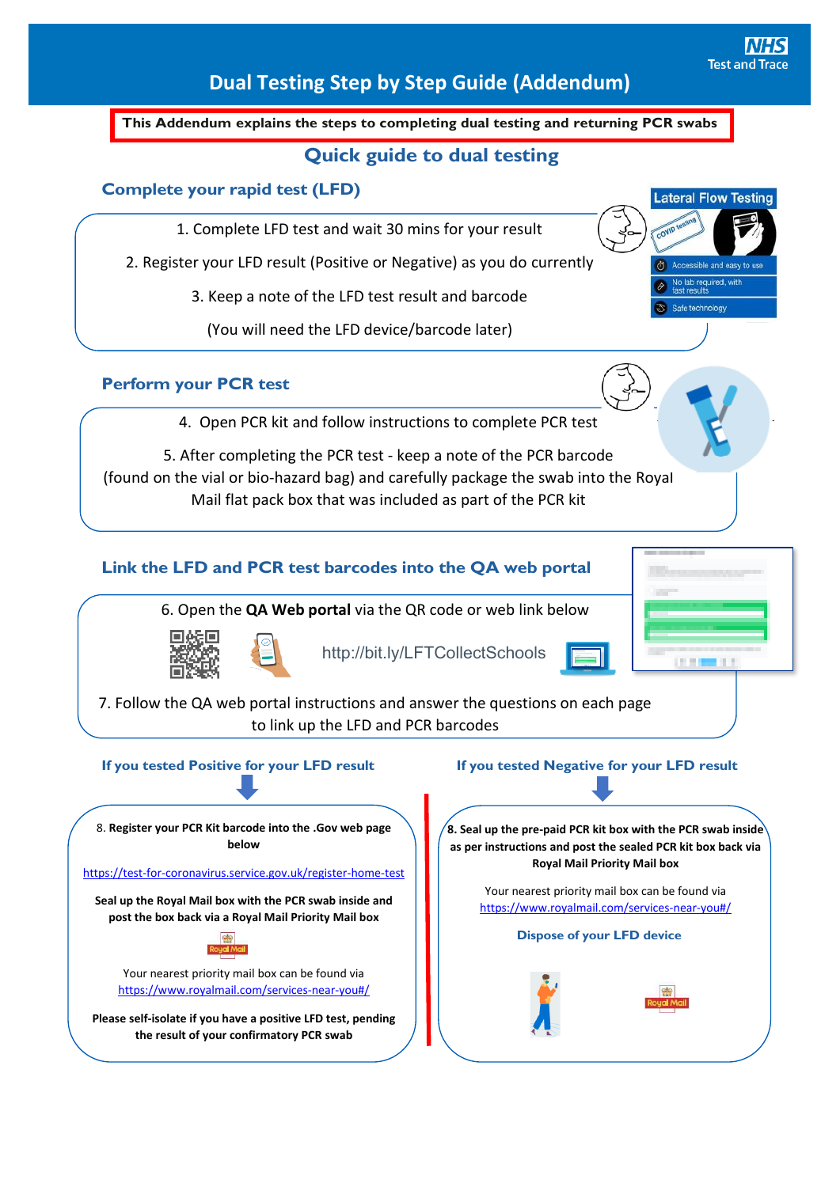# Dual Testing Step by Step Guide (Addendum)

NHS Test and Trace

**This Addendum explains the steps to completing dual testing and returning PCR swabs**

## Quick guide to dual testing

### Complete your rapid test (LFD)

1. Complete LFD test and wait 30 mins for your result
2. Register your LFD result (Positive or Negative) as you do currently
3. Keep a note of the LFD test result and barcode

(You will need the LFD device/barcode later)

Lateral Flow Testing

- Accessible and easy to use
- No lab required, with fast results
- Safe technology

### Perform your PCR test

4. Open PCR kit and follow instructions to complete PCR test
5. After completing the PCR test - keep a note of the PCR barcode (found on the vial or bio-hazard bag) and carefully package the swab into the Royal Mail flat pack box that was included as part of the PCR kit

### Link the LFD and PCR test barcodes into the QA web portal

6. Open the **QA Web portal** via the QR code or web link below

http://bit.ly/LFTCollectSchools

7. Follow the QA web portal instructions and answer the questions on each page to link up the LFD and PCR barcodes

### If you tested Positive for your LFD result

8. **Register your PCR Kit barcode into the .Gov web page below**

https://test-for-coronavirus.service.gov.uk/register-home-test

**Seal up the Royal Mail box with the PCR swab inside and post the box back via a Royal Mail Priority Mail box**

Your nearest priority mail box can be found via https://www.royalmail.com/services-near-you#/

**Please self-isolate if you have a positive LFD test, pending the result of your confirmatory PCR swab**

### If you tested Negative for your LFD result

**8. Seal up the pre-paid PCR kit box with the PCR swab inside as per instructions and post the sealed PCR kit box back via Royal Mail Priority Mail box**

Your nearest priority mail box can be found via https://www.royalmail.com/services-near-you#/

**Dispose of your LFD device**